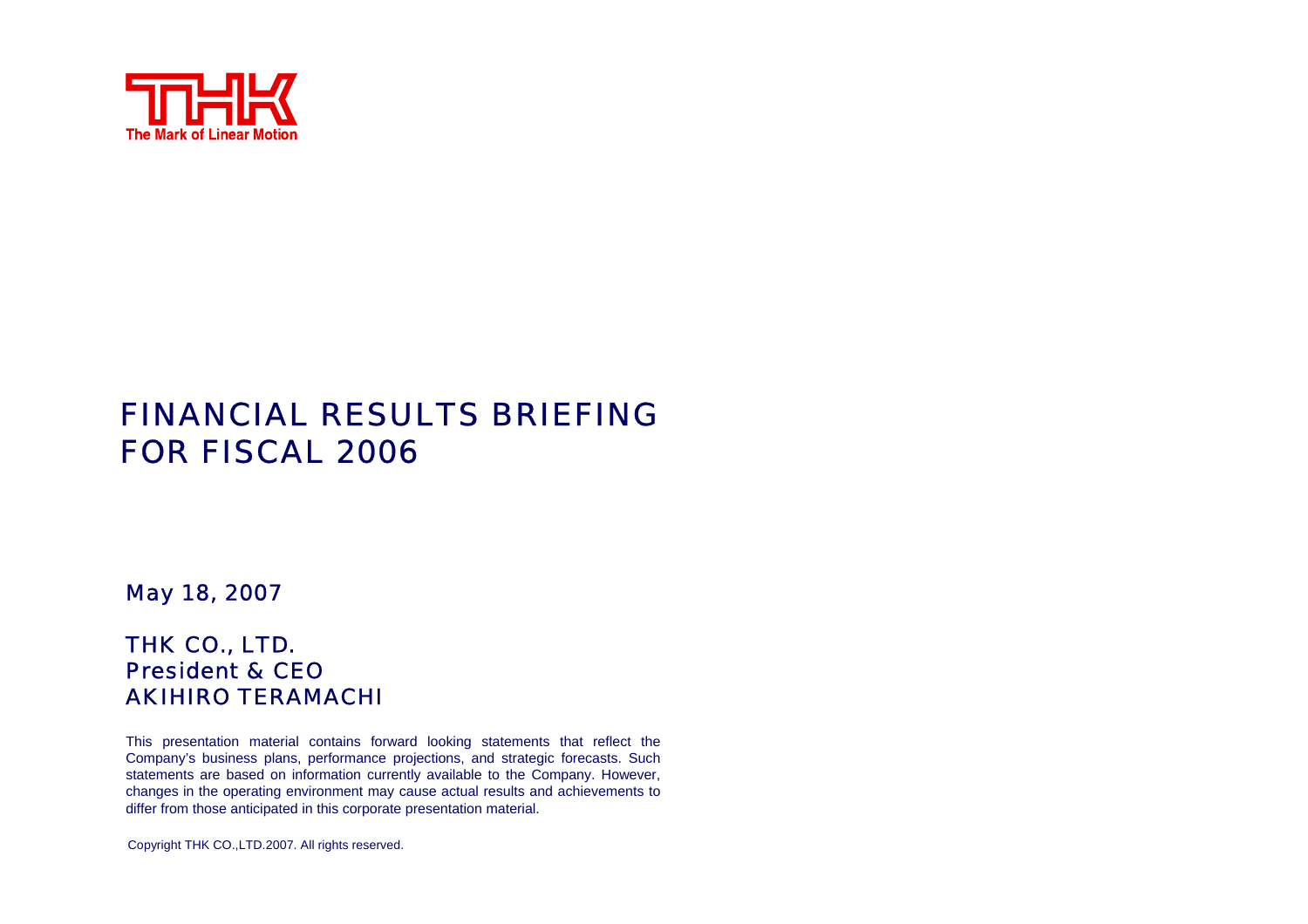THK

The Mark of Linear Motion

# FINANCIAL RESULTS BRIEFING FOR FISCAL 2006

May 18, 2007

THK CO., LTD.
President & CEO
AKIHIRO TERAMACHI

This presentation material contains forward looking statements that reflect the Company's business plans, performance projections, and strategic forecasts. Such statements are based on information currently available to the Company. However, changes in the operating environment may cause actual results and achievements to differ from those anticipated in this corporate presentation material.

Copyright THK CO.,LTD.2007. All rights reserved.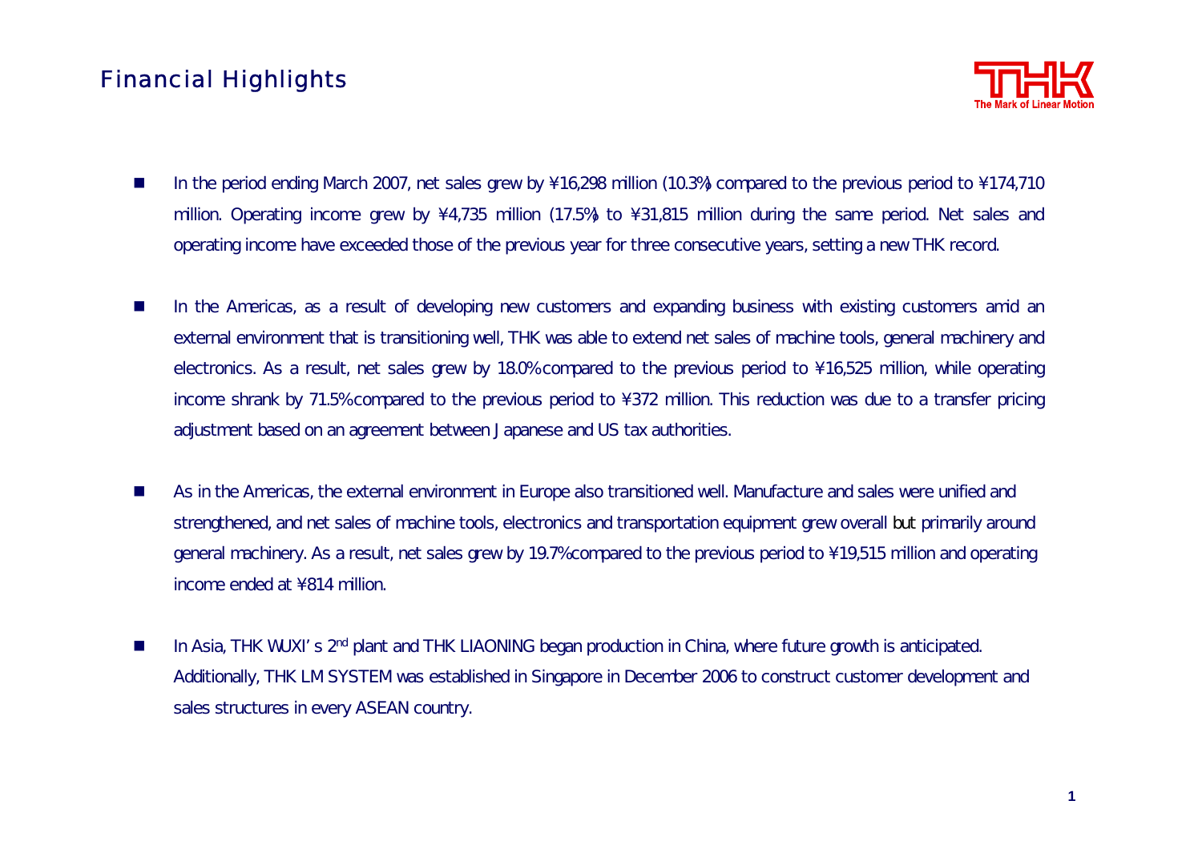# Financial Highlights

- In the period ending March 2007, net sales grew by ¥16,298 million (10.3%) compared to the previous period to ¥174,710 million. Operating income grew by ¥4,735 million (17.5%) to ¥31,815 million during the same period. Net sales and operating income have exceeded those of the previous year for three consecutive years, setting a new THK record.

- In the Americas, as a result of developing new customers and expanding business with existing customers amid an external environment that is transitioning well, THK was able to extend net sales of machine tools, general machinery and electronics. As a result, net sales grew by 18.0% compared to the previous period to ¥16,525 million, while operating income shrank by 71.5% compared to the previous period to ¥372 million. This reduction was due to a transfer pricing adjustment based on an agreement between Japanese and US tax authorities.

- As in the Americas, the external environment in Europe also transitioned well. Manufacture and sales were unified and strengthened, and net sales of machine tools, electronics and transportation equipment grew overall but primarily around general machinery. As a result, net sales grew by 19.7% compared to the previous period to ¥19,515 million and operating income ended at ¥814 million.

- In Asia, THK WUXI's 2nd plant and THK LIAONING began production in China, where future growth is anticipated. Additionally, THK LM SYSTEM was established in Singapore in December 2006 to construct customer development and sales structures in every ASEAN country.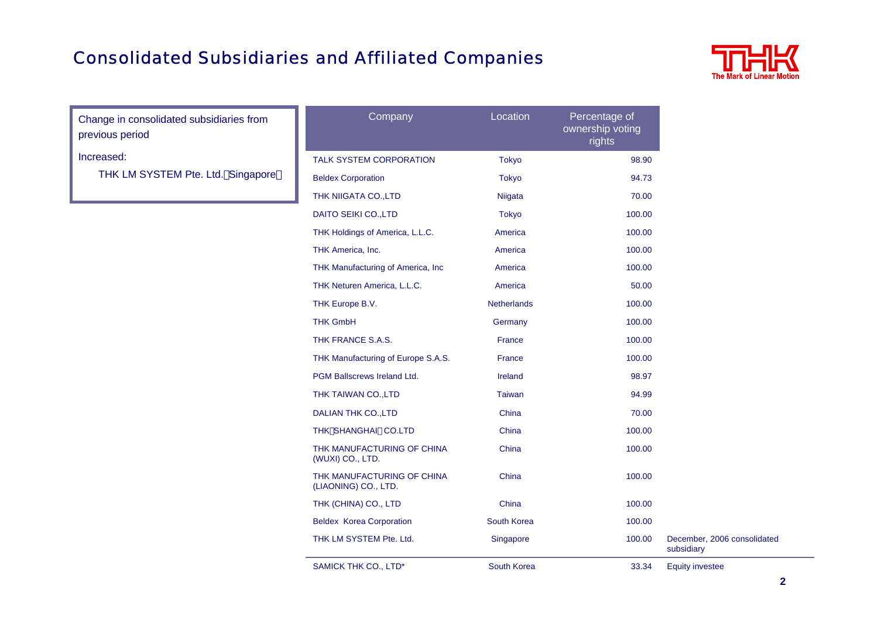# Consolidated Subsidiaries and Affiliated Companies

Change in consolidated subsidiaries from previous period

Increased:

THK LM SYSTEM Pte. Ltd.（Singapore）

| Company | Location | Percentage of ownership voting rights | |
|---|---|---|---|
| TALK SYSTEM CORPORATION | Tokyo | 98.90 | |
| Beldex Corporation | Tokyo | 94.73 | |
| THK NIIGATA CO.,LTD | Niigata | 70.00 | |
| DAITO SEIKI CO.,LTD | Tokyo | 100.00 | |
| THK Holdings of America, L.L.C. | America | 100.00 | |
| THK America, Inc. | America | 100.00 | |
| THK Manufacturing of America, Inc | America | 100.00 | |
| THK Neturen America, L.L.C. | America | 50.00 | |
| THK Europe B.V. | Netherlands | 100.00 | |
| THK GmbH | Germany | 100.00 | |
| THK FRANCE S.A.S. | France | 100.00 | |
| THK Manufacturing of Europe S.A.S. | France | 100.00 | |
| PGM Ballscrews Ireland Ltd. | Ireland | 98.97 | |
| THK TAIWAN CO.,LTD | Taiwan | 94.99 | |
| DALIAN THK CO.,LTD | China | 70.00 | |
| THK（SHANGHAI）CO.LTD | China | 100.00 | |
| THK MANUFACTURING OF CHINA (WUXI) CO., LTD. | China | 100.00 | |
| THK MANUFACTURING OF CHINA (LIAONING) CO., LTD. | China | 100.00 | |
| THK (CHINA) CO., LTD | China | 100.00 | |
| Beldex Korea Corporation | South Korea | 100.00 | |
| THK LM SYSTEM Pte. Ltd. | Singapore | 100.00 | December, 2006 consolidated subsidiary |
| SAMICK THK CO., LTD* | South Korea | 33.34 | Equity investee |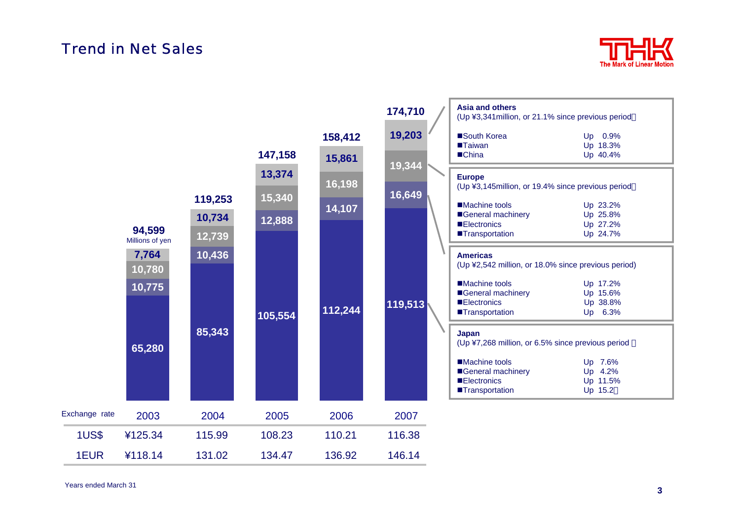# Trend in Net Sales

Millions of yen

| | 2003 | 2004 | 2005 | 2006 | 2007 |
|---|---|---|---|---|---|
| Total | 94,599 | 119,253 | 147,158 | 158,412 | 174,710 |
| Asia and others | 7,764 | 10,734 | 13,374 | 15,861 | 19,203 |
| Europe | 10,780 | 12,739 | 15,340 | 16,198 | 19,344 |
| Americas | 10,775 | 10,436 | 12,888 | 14,107 | 16,649 |
| Japan | 65,280 | 85,343 | 105,554 | 112,244 | 119,513 |

| Exchange rate | 2003 | 2004 | 2005 | 2006 | 2007 |
|---|---|---|---|---|---|
| 1US$ | ¥125.34 | 115.99 | 108.23 | 110.21 | 116.38 |
| 1EUR | ¥118.14 | 131.02 | 134.47 | 136.92 | 146.14 |

**Asia and others**
(Up ¥3,341million, or 21.1% since previous period)

| | |
|---|---|
| ■South Korea | Up 0.9% |
| ■Taiwan | Up 18.3% |
| ■China | Up 40.4% |

**Europe**
(Up ¥3,145million, or 19.4% since previous period)

| | |
|---|---|
| ■Machine tools | Up 23.2% |
| ■General machinery | Up 25.8% |
| ■Electronics | Up 27.2% |
| ■Transportation | Up 24.7% |

**Americas**
(Up ¥2,542 million, or 18.0% since previous period)

| | |
|---|---|
| ■Machine tools | Up 17.2% |
| ■General machinery | Up 15.6% |
| ■Electronics | Up 38.8% |
| ■Transportation | Up 6.3% |

**Japan**
(Up ¥7,268 million, or 6.5% since previous period)

| | |
|---|---|
| ■Machine tools | Up 7.6% |
| ■General machinery | Up 4.2% |
| ■Electronics | Up 11.5% |
| ■Transportation | Up 15.2% |

Years ended March 31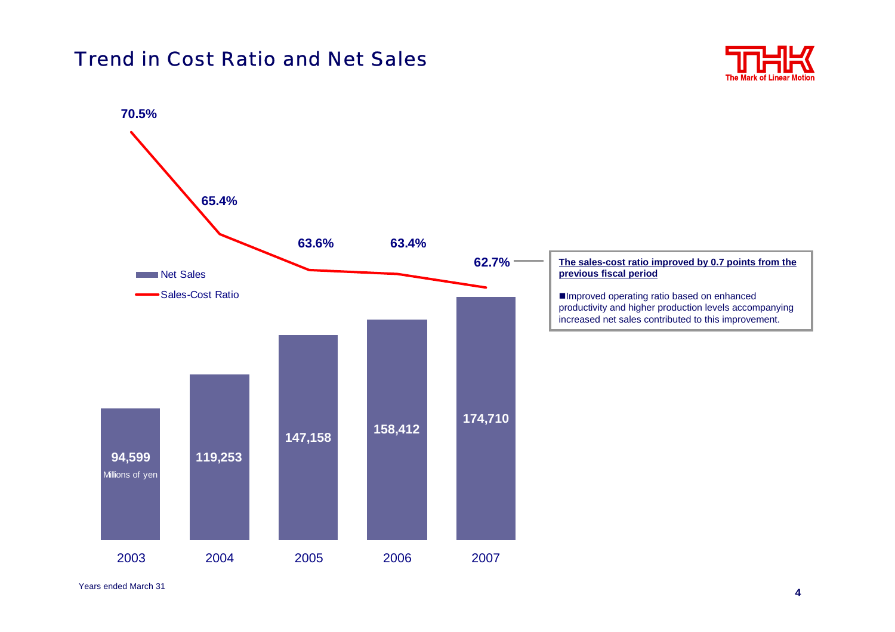# Trend in Cost Ratio and Net Sales

| Year | Net Sales (Millions of yen) | Sales-Cost Ratio |
|---|---|---|
| 2003 | 94,599 | 70.5% |
| 2004 | 119,253 | 65.4% |
| 2005 | 147,158 | 63.6% |
| 2006 | 158,412 | 63.4% |
| 2007 | 174,710 | 62.7% |

**The sales-cost ratio improved by 0.7 points from the previous fiscal period**

- Improved operating ratio based on enhanced productivity and higher production levels accompanying increased net sales contributed to this improvement.

Years ended March 31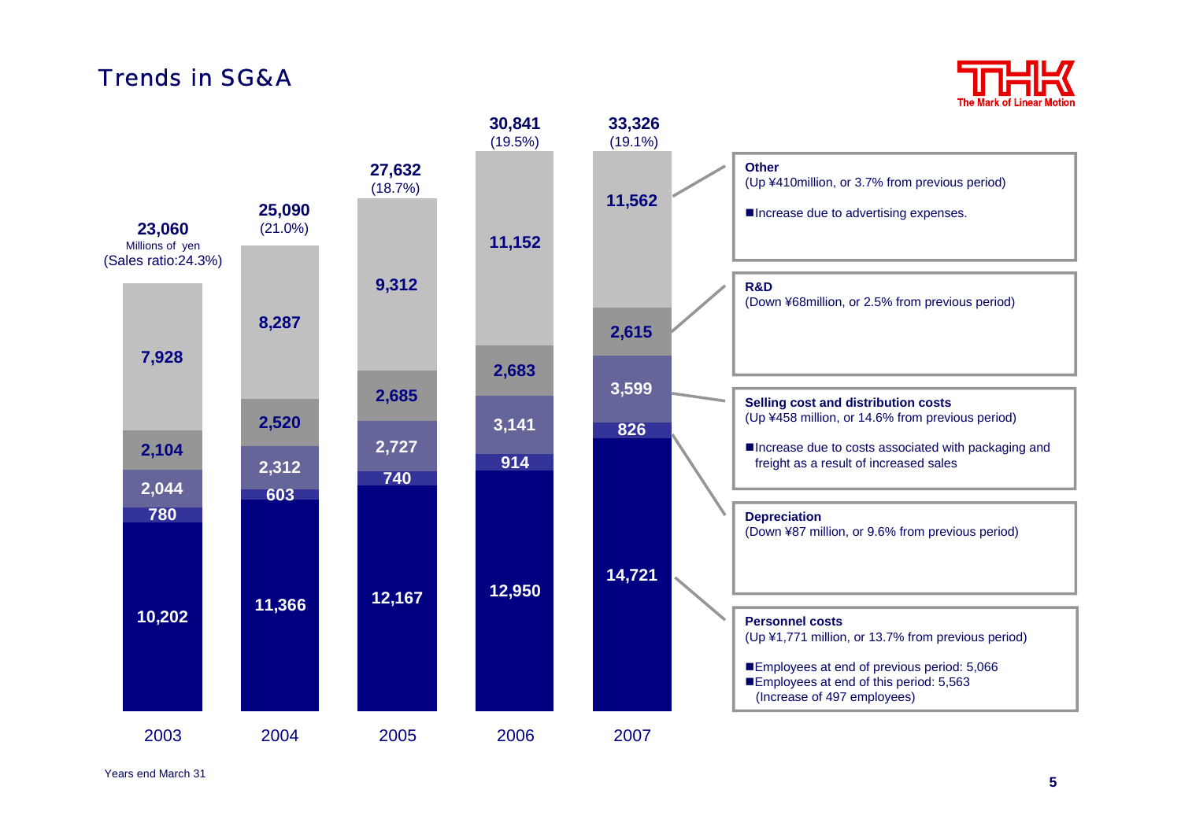## Trends in SG&A

The Mark of Linear Motion

Millions of yen

| | 2003 | 2004 | 2005 | 2006 | 2007 |
|---|---|---|---|---|---|
| Other | 7,928 | 8,287 | 9,312 | 11,152 | 11,562 |
| R&D | 2,104 | 2,520 | 2,685 | 2,683 | 2,615 |
| Selling cost and distribution costs | 2,044 | 2,312 | 2,727 | 3,141 | 3,599 |
| Depreciation | 780 | 603 | 740 | 914 | 826 |
| Personnel costs | 10,202 | 11,366 | 12,167 | 12,950 | 14,721 |
| Total | 23,060 | 25,090 | 27,632 | 30,841 | 33,326 |
| Sales ratio | 24.3% | 21.0% | 18.7% | 19.5% | 19.1% |

**Other**
(Up ¥410million, or 3.7% from previous period)

- Increase due to advertising expenses.

**R&D**
(Down ¥68million, or 2.5% from previous period)

**Selling cost and distribution costs**
(Up ¥458 million, or 14.6% from previous period)

- Increase due to costs associated with packaging and freight as a result of increased sales

**Depreciation**
(Down ¥87 million, or 9.6% from previous period)

**Personnel costs**
(Up ¥1,771 million, or 13.7% from previous period)

- Employees at end of previous period: 5,066
- Employees at end of this period: 5,563
  (Increase of 497 employees)

Years end March 31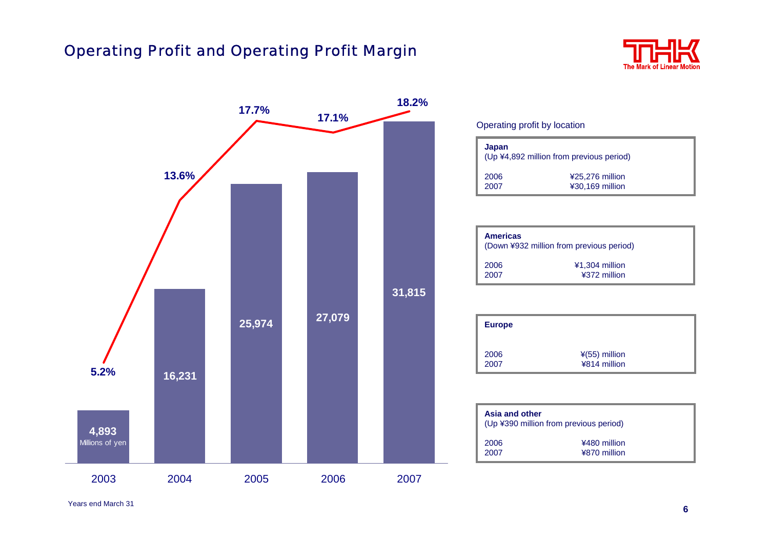# Operating Profit and Operating Profit Margin

| Year | Operating Profit (Millions of yen) | Operating Profit Margin |
|---|---|---|
| 2003 | 4,893 | 5.2% |
| 2004 | 16,231 | 13.6% |
| 2005 | 25,974 | 17.7% |
| 2006 | 27,079 | 17.1% |
| 2007 | 31,815 | 18.2% |

Operating profit by location

**Japan**
(Up ¥4,892 million from previous period)

| | |
|---|---|
| 2006 | ¥25,276 million |
| 2007 | ¥30,169 million |

**Americas**
(Down ¥932 million from previous period)

| | |
|---|---|
| 2006 | ¥1,304 million |
| 2007 | ¥372 million |

**Europe**

| | |
|---|---|
| 2006 | ¥(55) million |
| 2007 | ¥814 million |

**Asia and other**
(Up ¥390 million from previous period)

| | |
|---|---|
| 2006 | ¥480 million |
| 2007 | ¥870 million |

Years end March 31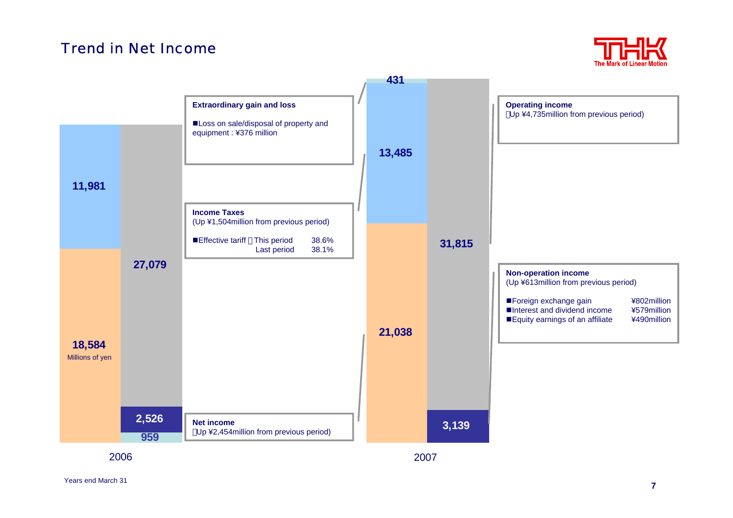# Trend in Net Income

**Extraordinary gain and loss**

- Loss on sale/disposal of property and equipment : ¥376 million

**Income Taxes**
(Up ¥1,504million from previous period)

- Effective tariff This period 38.6%
  Last period 38.1%

**Net income**
(Up ¥2,454million from previous period)

**Operating income**
(Up ¥4,735million from previous period)

**Non-operation income**
(Up ¥613million from previous period)

- Foreign exchange gain ¥802million
- Interest and dividend income ¥579million
- Equity earnings of an affiliate ¥490million

| | 2006 | 2007 |
|---|---|---|
| Net income | 18,584 | 21,038 |
| Income Taxes | 11,981 | 13,485 |
| Extraordinary gain and loss | | 431 |
| Operating income | 27,079 | 31,815 |
| Non-operation income | 2,526 | 3,139 |
| Extraordinary gain and loss | 959 | |

Millions of yen

Years end March 31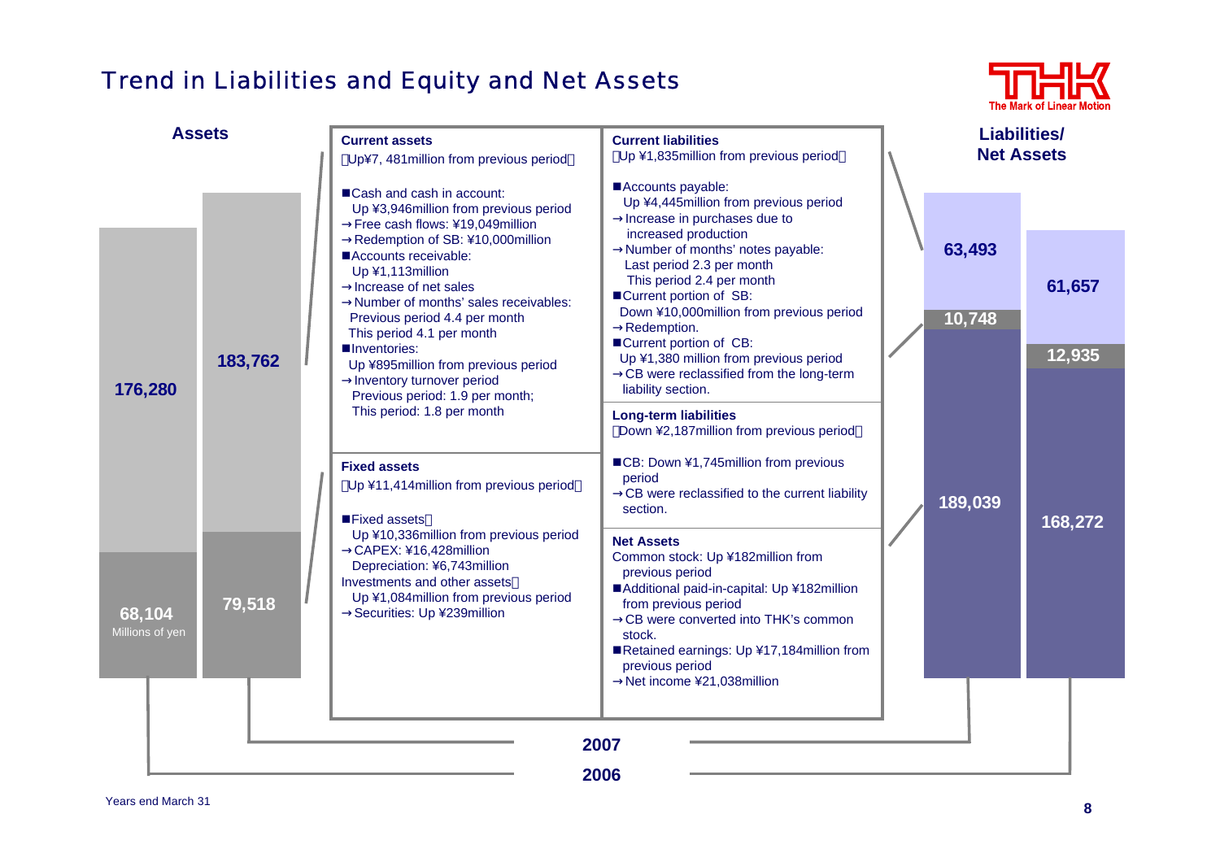# Trend in Liabilities and Equity and Net Assets

## Assets

| | 2006 | 2007 |
|---|---|---|
| Current assets | 176,280 | 183,762 |
| Fixed assets | 68,104 | 79,518 |

Millions of yen

### Current assets
（Up¥7, 481million from previous period）

- ■Cash and cash in account: Up ¥3,946million from previous period
  - →Free cash flows: ¥19,049million
  - →Redemption of SB: ¥10,000million
- ■Accounts receivable: Up ¥1,113million
  - →Increase of net sales
  - →Number of months' sales receivables: Previous period 4.4 per month This period 4.1 per month
- ■Inventories: Up ¥895million from previous period
  - →Inventory turnover period Previous period: 1.9 per month; This period: 1.8 per month

### Fixed assets
（Up ¥11,414million from previous period）

- ■Fixed assets：Up ¥10,336million from previous period
  - →CAPEX: ¥16,428million Depreciation: ¥6,743million
- Investments and other assets：Up ¥1,084million from previous period
  - →Securities: Up ¥239million

## Liabilities/ Net Assets

| | 2006 | 2007 |
|---|---|---|
| Current liabilities | 61,657 | 63,493 |
| Long-term liabilities | 12,935 | 10,748 |
| Net Assets | 168,272 | 189,039 |

### Current liabilities
（Up ¥1,835million from previous period）

- ■Accounts payable: Up ¥4,445million from previous period
  - →Increase in purchases due to increased production
  - →Number of months' notes payable: Last period 2.3 per month This period 2.4 per month
- ■Current portion of SB: Down ¥10,000million from previous period
  - →Redemption.
- ■Current portion of CB: Up ¥1,380 million from previous period
  - →CB were reclassified from the long-term liability section.

### Long-term liabilities
（Down ¥2,187million from previous period）

- ■CB: Down ¥1,745million from previous period
  - →CB were reclassified to the current liability section.

### Net Assets
Common stock: Up ¥182million from previous period

- ■Additional paid-in-capital: Up ¥182million from previous period
  - →CB were converted into THK's common stock.
- ■Retained earnings: Up ¥17,184million from previous period
  - →Net income ¥21,038million

Years end March 31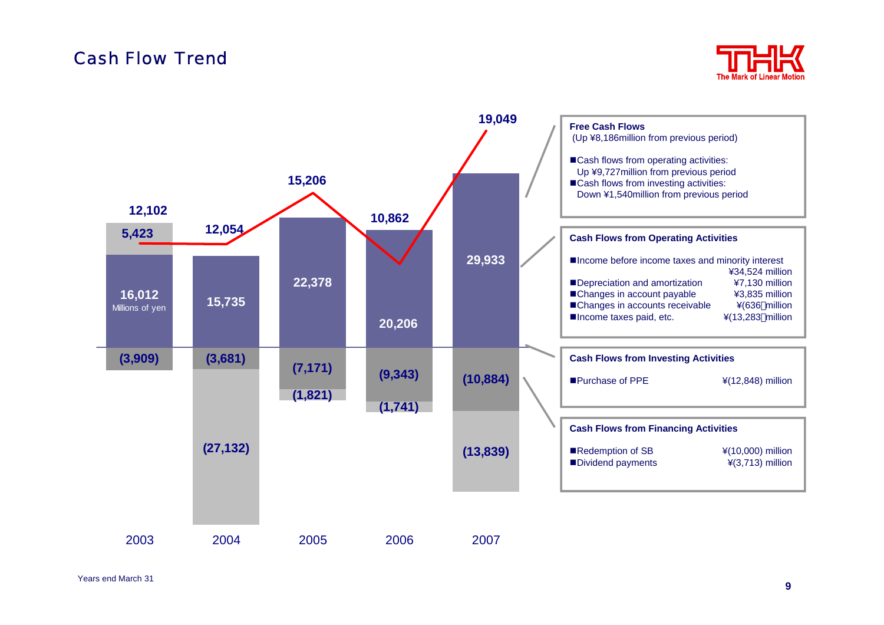## Cash Flow Trend

THK — The Mark of Linear Motion

| (Millions of yen) | 2003 | 2004 | 2005 | 2006 | 2007 |
|---|---|---|---|---|---|
| Free cash flows | 12,102 | 12,054 | 15,206 | 10,862 | 19,049 |
| Cash flows from operating activities | 16,012 | 15,735 | 22,378 | 20,206 | 29,933 |
| Cash flows from investing activities | (3,909) | (3,681) | (7,171) | (9,343) | (10,884) |
| Cash flows from financing activities | 5,423 | (27,132) | (1,821) | (1,741) | (13,839) |

**Free Cash Flows**
(Up ¥8,186million from previous period)

- Cash flows from operating activities: Up ¥9,727million from previous period
- Cash flows from investing activities: Down ¥1,540million from previous period

**Cash Flows from Operating Activities**

| | |
|---|---|
| Income before income taxes and minority interest | ¥34,524 million |
| Depreciation and amortization | ¥7,130 million |
| Changes in account payable | ¥3,835 million |
| Changes in accounts receivable | ¥(636) million |
| Income taxes paid, etc. | ¥(13,283) million |

**Cash Flows from Investing Activities**

| | |
|---|---|
| Purchase of PPE | ¥(12,848) million |

**Cash Flows from Financing Activities**

| | |
|---|---|
| Redemption of SB | ¥(10,000) million |
| Dividend payments | ¥(3,713) million |

Years end March 31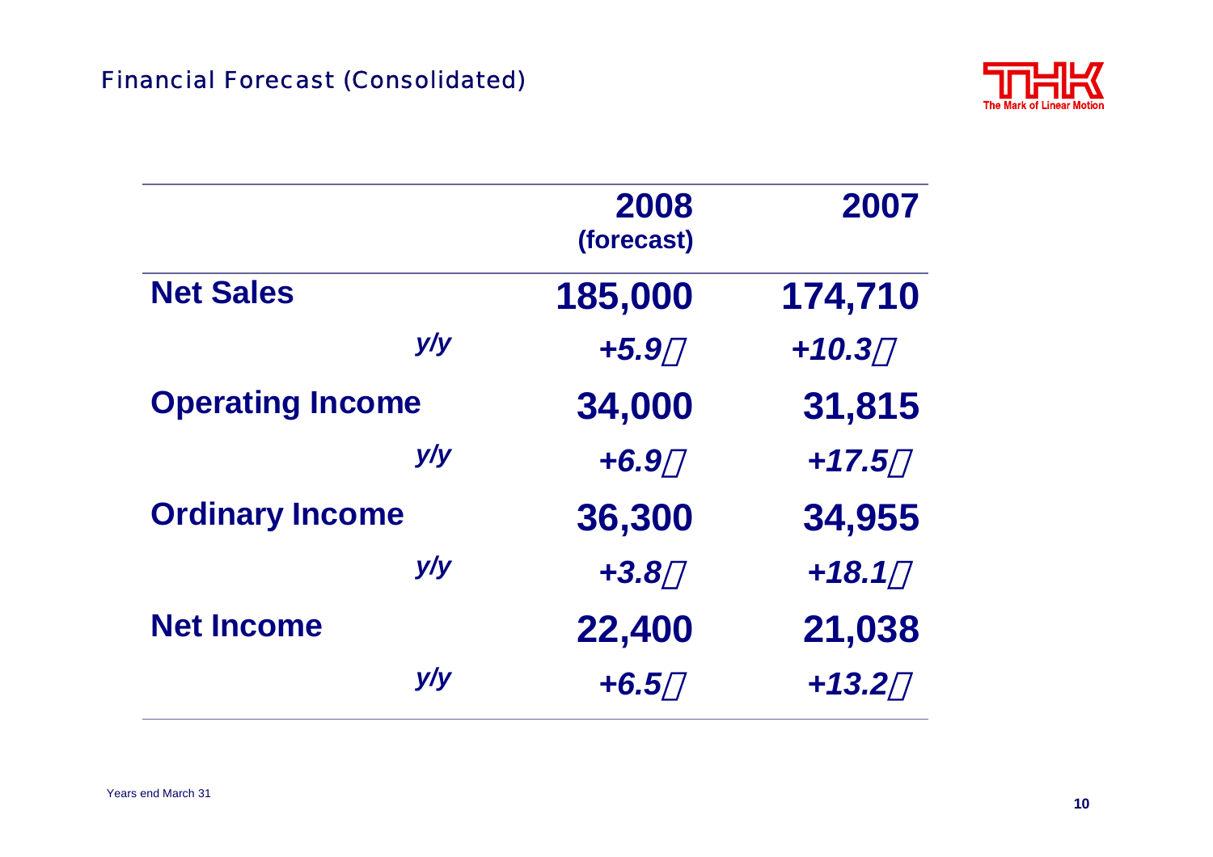# Financial Forecast (Consolidated)

| | 2008 (forecast) | 2007 |
|---|---|---|
| **Net Sales** | **185,000** | **174,710** |
| *y/y* | *+5.9％* | *+10.3％* |
| **Operating Income** | **34,000** | **31,815** |
| *y/y* | *+6.9％* | *+17.5％* |
| **Ordinary Income** | **36,300** | **34,955** |
| *y/y* | *+3.8％* | *+18.1％* |
| **Net Income** | **22,400** | **21,038** |
| *y/y* | *+6.5％* | *+13.2％* |

Years end March 31